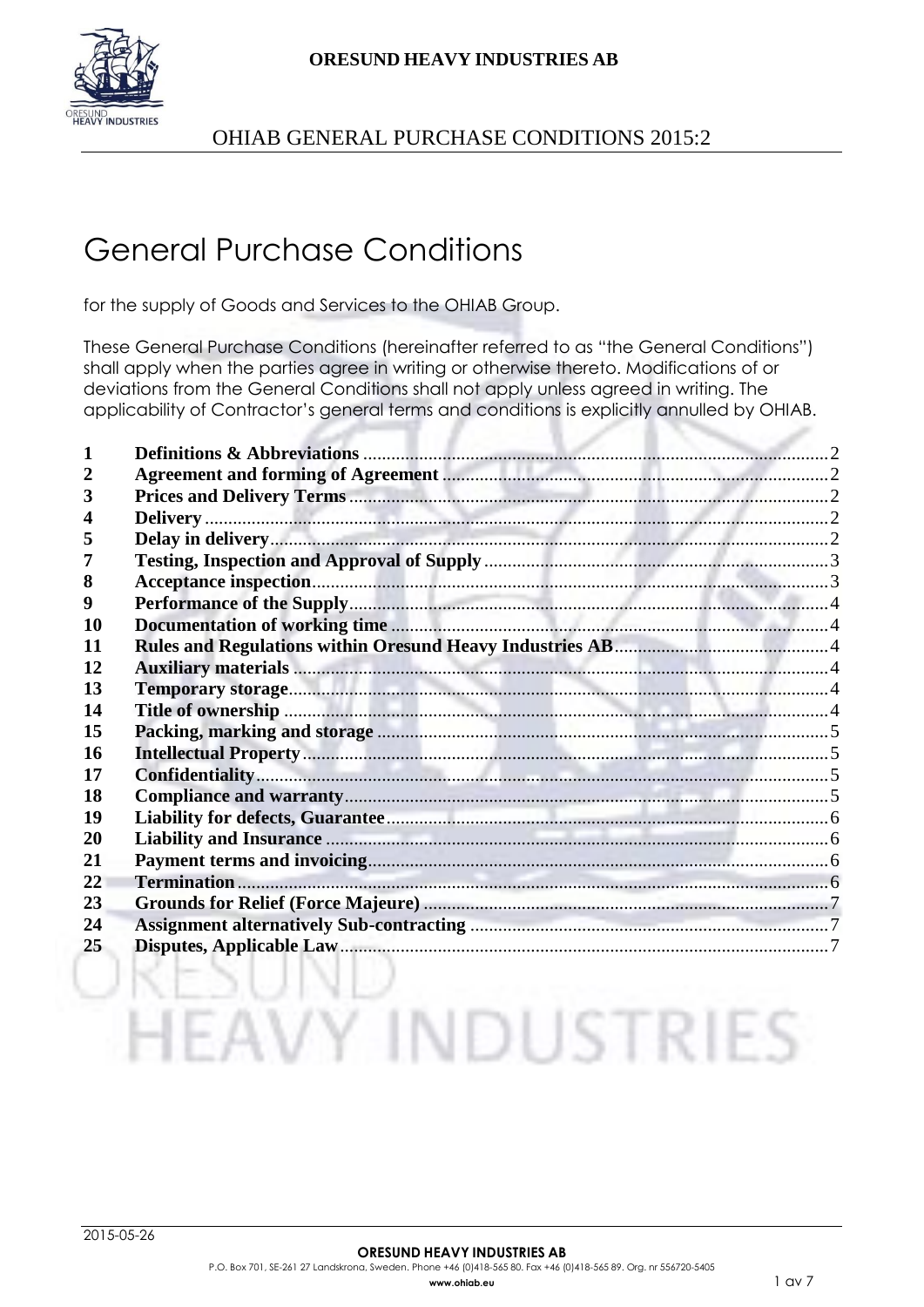# General Purchase Conditions

for the supply of Goods and Services to the OHIAB Group.

These General Purchase Conditions (hereinafter referred to as "the General Conditions") shall apply when the parties agree in writing or otherwise thereto. Modifications of or deviations from the General Conditions shall not apply unless agreed in writing. The applicability of Contractor's general terms and conditions is explicitly annulled by OHIAB.

| | | |
|---|---|---|
| 1 | **Definitions & Abbreviations** | 2 |
| 2 | **Agreement and forming of Agreement** | 2 |
| 3 | **Prices and Delivery Terms** | 2 |
| 4 | **Delivery** | 2 |
| 5 | **Delay in delivery** | 2 |
| 7 | **Testing, Inspection and Approval of Supply** | 3 |
| 8 | **Acceptance inspection** | 3 |
| 9 | **Performance of the Supply** | 4 |
| 10 | **Documentation of working time** | 4 |
| 11 | **Rules and Regulations within Oresund Heavy Industries AB** | 4 |
| 12 | **Auxiliary materials** | 4 |
| 13 | **Temporary storage** | 4 |
| 14 | **Title of ownership** | 4 |
| 15 | **Packing, marking and storage** | 5 |
| 16 | **Intellectual Property** | 5 |
| 17 | **Confidentiality** | 5 |
| 18 | **Compliance and warranty** | 5 |
| 19 | **Liability for defects, Guarantee** | 6 |
| 20 | **Liability and Insurance** | 6 |
| 21 | **Payment terms and invoicing** | 6 |
| 22 | **Termination** | 6 |
| 23 | **Grounds for Relief (Force Majeure)** | 7 |
| 24 | **Assignment alternatively Sub-contracting** | 7 |
| 25 | **Disputes, Applicable Law** | 7 |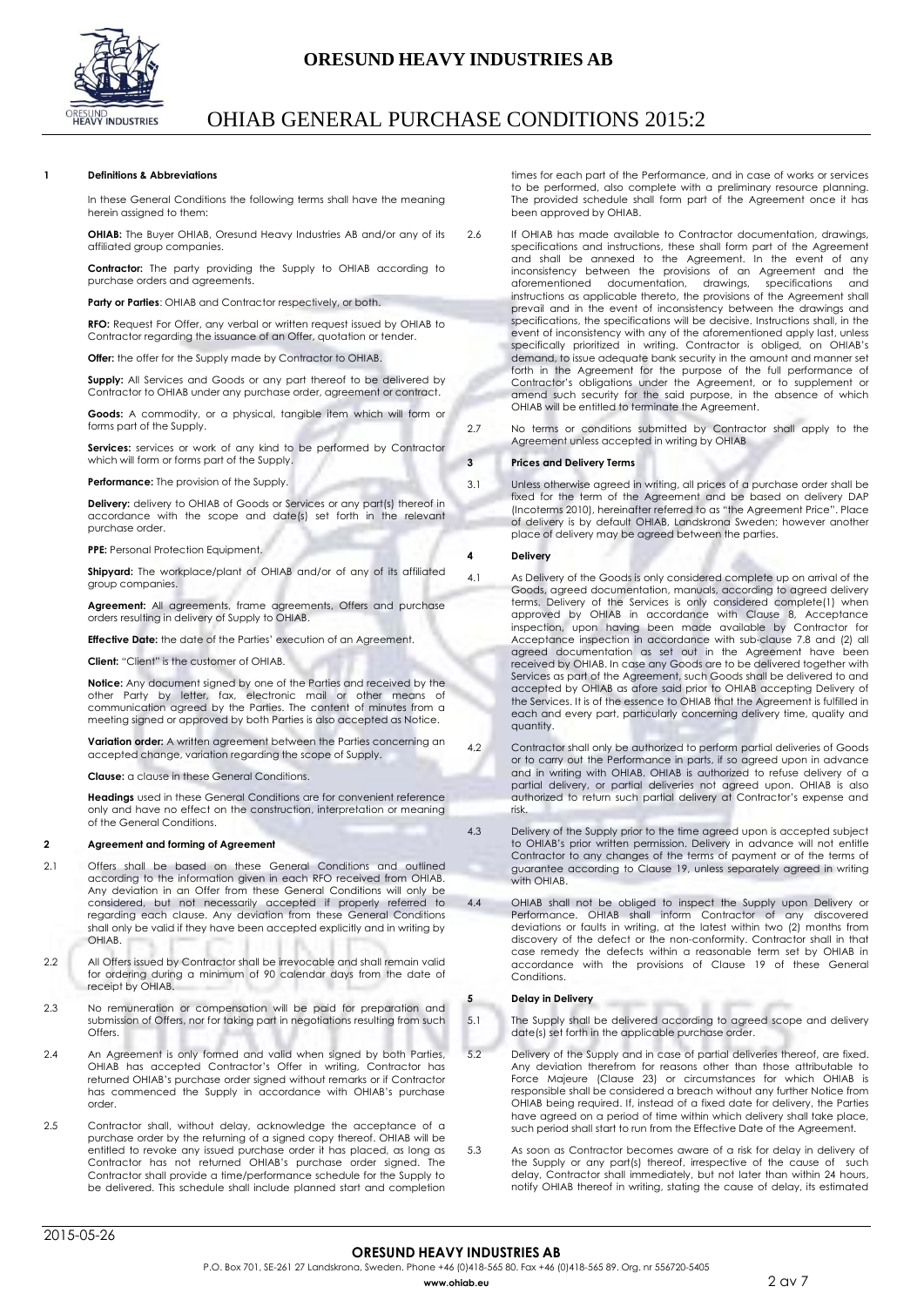# ORESUND HEAVY INDUSTRIES AB

# OHIAB GENERAL PURCHASE CONDITIONS 2015:2

## 1 Definitions & Abbreviations

In these General Conditions the following terms shall have the meaning herein assigned to them:

**OHIAB:** The Buyer OHIAB, Oresund Heavy Industries AB and/or any of its affiliated group companies.

**Contractor:** The party providing the Supply to OHIAB according to purchase orders and agreements.

**Party or Parties**: OHIAB and Contractor respectively, or both.

**RFO:** Request For Offer, any verbal or written request issued by OHIAB to Contractor regarding the issuance of an Offer, quotation or tender.

**Offer:** the offer for the Supply made by Contractor to OHIAB.

**Supply:** All Services and Goods or any part thereof to be delivered by Contractor to OHIAB under any purchase order, agreement or contract.

**Goods:** A commodity, or a physical, tangible item which will form or forms part of the Supply.

**Services:** services or work of any kind to be performed by Contractor which will form or forms part of the Supply.

**Performance:** The provision of the Supply.

**Delivery:** delivery to OHIAB of Goods or Services or any part(s) thereof in accordance with the scope and date(s) set forth in the relevant purchase order.

**PPE:** Personal Protection Equipment.

**Shipyard:** The workplace/plant of OHIAB and/or of any of its affiliated group companies.

**Agreement:** All agreements, frame agreements, Offers and purchase orders resulting in delivery of Supply to OHIAB.

**Effective Date:** the date of the Parties' execution of an Agreement.

**Client:** "Client" is the customer of OHIAB.

**Notice:** Any document signed by one of the Parties and received by the other Party by letter, fax, electronic mail or other means of communication agreed by the Parties. The content of minutes from a meeting signed or approved by both Parties is also accepted as Notice.

**Variation order:** A written agreement between the Parties concerning an accepted change, variation regarding the scope of Supply.

**Clause:** a clause in these General Conditions.

**Headings** used in these General Conditions are for convenient reference only and have no effect on the construction, interpretation or meaning of the General Conditions.

## 2 Agreement and forming of Agreement

2.1 Offers shall be based on these General Conditions and outlined according to the information given in each RFO received from OHIAB. Any deviation in an Offer from these General Conditions will only be considered, but not necessarily accepted if properly referred to regarding each clause. Any deviation from these General Conditions shall only be valid if they have been accepted explicitly and in writing by OHIAB.

2.2 All Offers issued by Contractor shall be irrevocable and shall remain valid for ordering during a minimum of 90 calendar days from the date of receipt by OHIAB.

2.3 No remuneration or compensation will be paid for preparation and submission of Offers, nor for taking part in negotiations resulting from such Offers.

2.4 An Agreement is only formed and valid when signed by both Parties, OHIAB has accepted Contractor's Offer in writing, Contractor has returned OHIAB's purchase order signed without remarks or if Contractor has commenced the Supply in accordance with OHIAB's purchase order.

2.5 Contractor shall, without delay, acknowledge the acceptance of a purchase order by the returning of a signed copy thereof. OHIAB will be entitled to revoke any issued purchase order it has placed, as long as Contractor has not returned OHIAB's purchase order signed. The Contractor shall provide a time/performance schedule for the Supply to be delivered. This schedule shall include planned start and completion times for each part of the Performance, and in case of works or services to be performed, also complete with a preliminary resource planning. The provided schedule shall form part of the Agreement once it has been approved by OHIAB.

2.6 If OHIAB has made available to Contractor documentation, drawings, specifications and instructions, these shall form part of the Agreement and shall be annexed to the Agreement. In the event of any inconsistency between the provisions of an Agreement and the aforementioned documentation, drawings, specifications and instructions as applicable thereto, the provisions of the Agreement shall prevail and in the event of inconsistency between the drawings and specifications, the specifications will be decisive. Instructions shall, in the event of inconsistency with any of the aforementioned apply last, unless specifically prioritized in writing. Contractor is obliged, on OHIAB's demand, to issue adequate bank security in the amount and manner set forth in the Agreement for the purpose of the full performance of Contractor's obligations under the Agreement, or to supplement or amend such security for the said purpose, in the absence of which OHIAB will be entitled to terminate the Agreement.

2.7 No terms or conditions submitted by Contractor shall apply to the Agreement unless accepted in writing by OHIAB

## 3 Prices and Delivery Terms

3.1 Unless otherwise agreed in writing, all prices of a purchase order shall be fixed for the term of the Agreement and be based on delivery DAP (Incoterms 2010), hereinafter referred to as "the Agreement Price". Place of delivery is by default OHIAB, Landskrona Sweden; however another place of delivery may be agreed between the parties.

## 4 Delivery

4.1 As Delivery of the Goods is only considered complete up on arrival of the Goods, agreed documentation, manuals, according to agreed delivery terms. Delivery of the Services is only considered complete(1) when approved by OHIAB in accordance with Clause 8, Acceptance inspection, upon having been made available by Contractor for Acceptance inspection in accordance with sub-clause 7.8 and (2) all agreed documentation as set out in the Agreement have been received by OHIAB. In case any Goods are to be delivered together with Services as part of the Agreement, such Goods shall be delivered to and accepted by OHIAB as afore said prior to OHIAB accepting Delivery of the Services. It is of the essence to OHIAB that the Agreement is fulfilled in each and every part, particularly concerning delivery time, quality and quantity.

4.2 Contractor shall only be authorized to perform partial deliveries of Goods or to carry out the Performance in parts, if so agreed upon in advance and in writing with OHIAB. OHIAB is authorized to refuse delivery of a partial delivery, or partial deliveries not agreed upon. OHIAB is also authorized to return such partial delivery at Contractor's expense and risk.

4.3 Delivery of the Supply prior to the time agreed upon is accepted subject to OHIAB's prior written permission. Delivery in advance will not entitle Contractor to any changes of the terms of payment or of the terms of guarantee according to Clause 19, unless separately agreed in writing with OHIAB.

4.4 OHIAB shall not be obliged to inspect the Supply upon Delivery or Performance. OHIAB shall inform Contractor of any discovered deviations or faults in writing, at the latest within two (2) months from discovery of the defect or the non-conformity. Contractor shall in that case remedy the defects within a reasonable term set by OHIAB in accordance with the provisions of Clause 19 of these General Conditions.

## 5 Delay in Delivery

5.1 The Supply shall be delivered according to agreed scope and delivery date(s) set forth in the applicable purchase order.

5.2 Delivery of the Supply and in case of partial deliveries thereof, are fixed. Any deviation therefrom for reasons other than those attributable to Force Majeure (Clause 23) or circumstances for which OHIAB is responsible shall be considered a breach without any further Notice from OHIAB being required. If, instead of a fixed date for delivery, the Parties have agreed on a period of time within which delivery shall take place, such period shall start to run from the Effective Date of the Agreement.

5.3 As soon as Contractor becomes aware of a risk for delay in delivery of the Supply or any part(s) thereof, irrespective of the cause of such delay, Contractor shall immediately, but not later than within 24 hours, notify OHIAB thereof in writing, stating the cause of delay, its estimated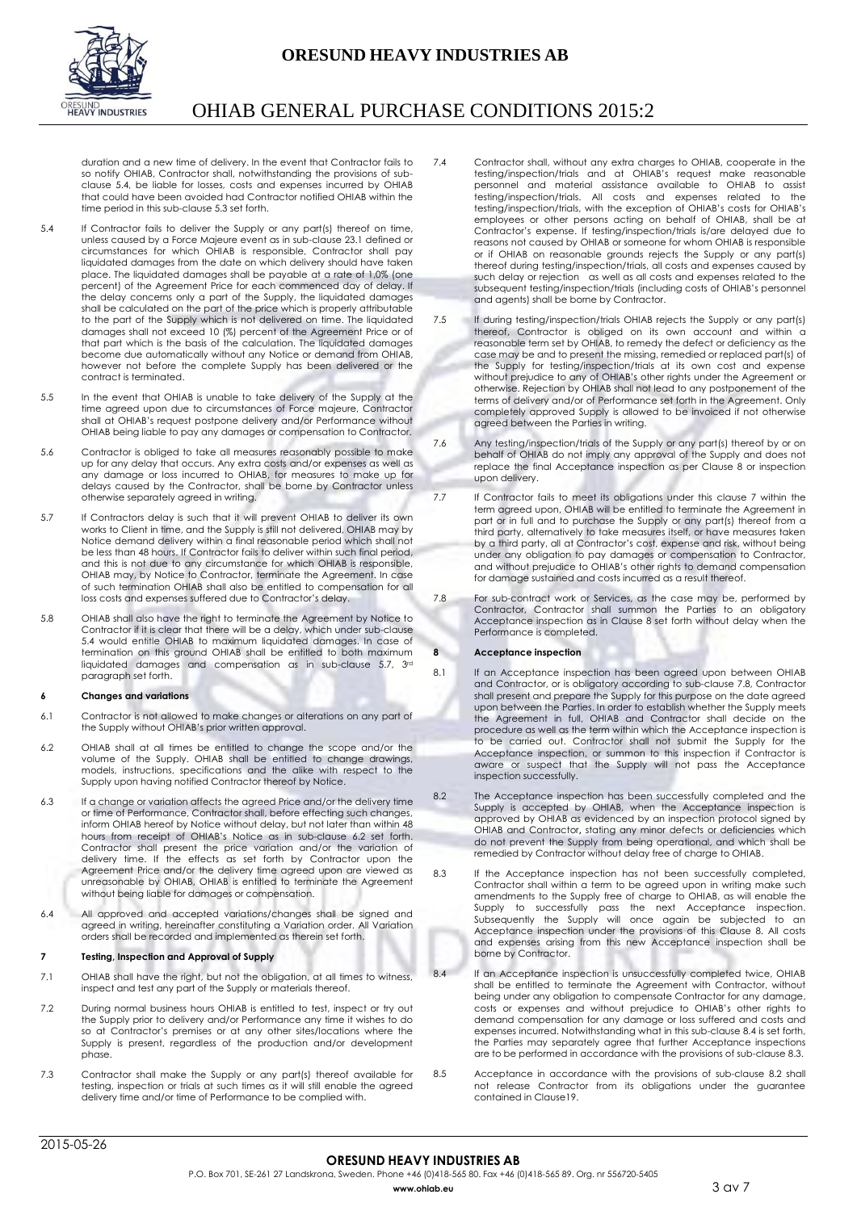duration and a new time of delivery. In the event that Contractor fails to so notify OHIAB, Contractor shall, notwithstanding the provisions of sub-clause 5.4, be liable for losses, costs and expenses incurred by OHIAB that could have been avoided had Contractor notified OHIAB within the time period in this sub-clause 5.3 set forth.

5.4 If Contractor fails to deliver the Supply or any part(s) thereof on time, unless caused by a Force Majeure event as in sub-clause 23.1 defined or circumstances for which OHIAB is responsible, Contractor shall pay liquidated damages from the date on which delivery should have taken place. The liquidated damages shall be payable at a rate of 1,0% (one percent) of the Agreement Price for each commenced day of delay. If the delay concerns only a part of the Supply, the liquidated damages shall be calculated on the part of the price which is properly attributable to the part of the Supply which is not delivered on time. The liquidated damages shall not exceed 10 (%) percent of the Agreement Price or of that part which is the basis of the calculation. The liquidated damages become due automatically without any Notice or demand from OHIAB, however not before the complete Supply has been delivered or the contract is terminated.

5.5 In the event that OHIAB is unable to take delivery of the Supply at the time agreed upon due to circumstances of Force majeure, Contractor shall at OHIAB's request postpone delivery and/or Performance without OHIAB being liable to pay any damages or compensation to Contractor.

5.6 Contractor is obliged to take all measures reasonably possible to make up for any delay that occurs. Any extra costs and/or expenses as well as any damage or loss incurred to OHIAB, for measures to make up for delays caused by the Contractor, shall be borne by Contractor unless otherwise separately agreed in writing.

5.7 If Contractors delay is such that it will prevent OHIAB to deliver its own works to Client in time, and the Supply is still not delivered, OHIAB may by Notice demand delivery within a final reasonable period which shall not be less than 48 hours. If Contractor fails to deliver within such final period, and this is not due to any circumstance for which OHIAB is responsible, OHIAB may, by Notice to Contractor, terminate the Agreement. In case of such termination OHIAB shall also be entitled to compensation for all loss costs and expenses suffered due to Contractor's delay.

5.8 OHIAB shall also have the right to terminate the Agreement by Notice to Contractor if it is clear that there will be a delay, which under sub-clause 5.4 would entitle OHIAB to maximum liquidated damages. In case of termination on this ground OHIAB shall be entitled to both maximum liquidated damages and compensation as in sub-clause 5.7, 3rd paragraph set forth.

## 6 Changes and variations

6.1 Contractor is not allowed to make changes or alterations on any part of the Supply without OHIAB's prior written approval.

6.2 OHIAB shall at all times be entitled to change the scope and/or the volume of the Supply. OHIAB shall be entitled to change drawings, models, instructions, specifications and the alike with respect to the Supply upon having notified Contractor thereof by Notice.

6.3 If a change or variation affects the agreed Price and/or the delivery time or time of Performance, Contractor shall, before effecting such changes, inform OHIAB hereof by Notice without delay, but not later than within 48 hours from receipt of OHIAB's Notice as in sub-clause 6.2 set forth. Contractor shall present the price variation and/or the variation of delivery time. If the effects as set forth by Contractor upon the Agreement Price and/or the delivery time agreed upon are viewed as unreasonable by OHIAB, OHIAB is entitled to terminate the Agreement without being liable for damages or compensation.

6.4 All approved and accepted variations/changes shall be signed and agreed in writing, hereinafter constituting a Variation order. All Variation orders shall be recorded and implemented as therein set forth.

## 7 Testing, Inspection and Approval of Supply

7.1 OHIAB shall have the right, but not the obligation, at all times to witness, inspect and test any part of the Supply or materials thereof.

7.2 During normal business hours OHIAB is entitled to test, inspect or try out the Supply prior to delivery and/or Performance any time it wishes to do so at Contractor's premises or at any other sites/locations where the Supply is present, regardless of the production and/or development phase.

7.3 Contractor shall make the Supply or any part(s) thereof available for testing, inspection or trials at such times as it will still enable the agreed delivery time and/or time of Performance to be complied with.

7.4 Contractor shall, without any extra charges to OHIAB, cooperate in the testing/inspection/trials and at OHIAB's request make reasonable personnel and material assistance available to OHIAB to assist testing/inspection/trials. All costs and expenses related to the testing/inspection/trials, with the exception of OHIAB's costs for OHIAB's employees or other persons acting on behalf of OHIAB, shall be at Contractor's expense. If testing/inspection/trials is/are delayed due to reasons not caused by OHIAB or someone for whom OHIAB is responsible or if OHIAB on reasonable grounds rejects the Supply or any part(s) thereof during testing/inspection/trials, all costs and expenses caused by such delay or rejection as well as all costs and expenses related to the subsequent testing/inspection/trials (including costs of OHIAB's personnel and agents) shall be borne by Contractor.

7.5 If during testing/inspection/trials OHIAB rejects the Supply or any part(s) thereof, Contractor is obliged on its own account and within a reasonable term set by OHIAB, to remedy the defect or deficiency as the case may be and to present the missing, remedied or replaced part(s) of the Supply for testing/inspection/trials at its own cost and expense without prejudice to any of OHIAB's other rights under the Agreement or otherwise. Rejection by OHIAB shall not lead to any postponement of the terms of delivery and/or of Performance set forth in the Agreement. Only completely approved Supply is allowed to be invoiced if not otherwise agreed between the Parties in writing.

7.6 Any testing/inspection/trials of the Supply or any part(s) thereof by or on behalf of OHIAB do not imply any approval of the Supply and does not replace the final Acceptance inspection as per Clause 8 or inspection upon delivery.

7.7 If Contractor fails to meet its obligations under this clause 7 within the term agreed upon, OHIAB will be entitled to terminate the Agreement in part or in full and to purchase the Supply or any part(s) thereof from a third party, alternatively to take measures itself, or have measures taken by a third party, all at Contractor's cost, expense and risk, without being under any obligation to pay damages or compensation to Contractor, and without prejudice to OHIAB's other rights to demand compensation for damage sustained and costs incurred as a result thereof.

7.8 For sub-contract work or Services, as the case may be, performed by Contractor, Contractor shall summon the Parties to an obligatory Acceptance inspection as in Clause 8 set forth without delay when the Performance is completed.

## 8 Acceptance inspection

8.1 If an Acceptance inspection has been agreed upon between OHIAB and Contractor, or is obligatory according to sub-clause 7.8, Contractor shall present and prepare the Supply for this purpose on the date agreed upon between the Parties. In order to establish whether the Supply meets the Agreement in full, OHIAB and Contractor shall decide on the procedure as well as the term within which the Acceptance inspection is to be carried out. Contractor shall not submit the Supply for the Acceptance inspection, or summon to this inspection if Contractor is aware or suspect that the Supply will not pass the Acceptance inspection successfully.

8.2 The Acceptance inspection has been successfully completed and the Supply is accepted by OHIAB, when the Acceptance inspection is approved by OHIAB as evidenced by an inspection protocol signed by OHIAB and Contractor, stating any minor defects or deficiencies which do not prevent the Supply from being operational, and which shall be remedied by Contractor without delay free of charge to OHIAB.

8.3 If the Acceptance inspection has not been successfully completed, Contractor shall within a term to be agreed upon in writing make such amendments to the Supply free of charge to OHIAB, as will enable the Supply to successfully pass the next Acceptance inspection. Subsequently the Supply will once again be subjected to an Acceptance inspection under the provisions of this Clause 8. All costs and expenses arising from this new Acceptance inspection shall be borne by Contractor.

8.4 If an Acceptance inspection is unsuccessfully completed twice, OHIAB shall be entitled to terminate the Agreement with Contractor, without being under any obligation to compensate Contractor for any damage, costs or expenses and without prejudice to OHIAB's other rights to demand compensation for any damage or loss suffered and costs and expenses incurred. Notwithstanding what in this sub-clause 8.4 is set forth, the Parties may separately agree that further Acceptance inspections are to be performed in accordance with the provisions of sub-clause 8.3.

8.5 Acceptance in accordance with the provisions of sub-clause 8.2 shall not release Contractor from its obligations under the guarantee contained in Clause19.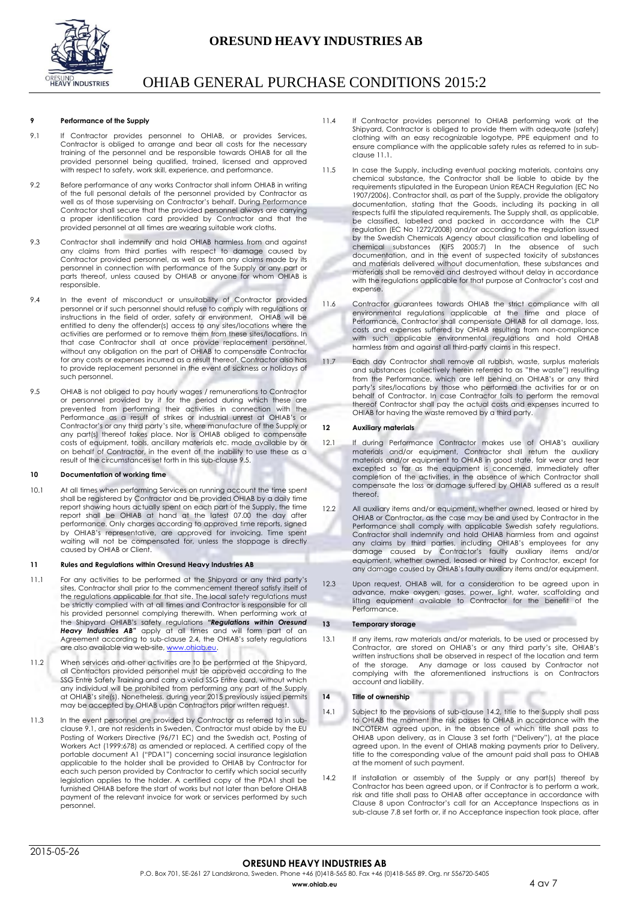## 9 Performance of the Supply

9.1 If Contractor provides personnel to OHIAB, or provides Services, Contractor is obliged to arrange and bear all costs for the necessary training of the personnel and be responsible towards OHIAB for all the provided personnel being qualified, trained, licensed and approved with respect to safety, work skill, experience, and performance.

9.2 Before performance of any works Contractor shall inform OHIAB in writing of the full personal details of the personnel provided by Contractor as well as of those supervising on Contractor's behalf. During Performance Contractor shall secure that the provided personnel always are carrying a proper identification card provided by Contractor and that the provided personnel at all times are wearing suitable work cloths.

9.3 Contractor shall indemnify and hold OHIAB harmless from and against any claims from third parties with respect to damage caused by Contractor provided personnel, as well as from any claims made by its personnel in connection with performance of the Supply or any part or parts thereof, unless caused by OHIAB or anyone for whom OHIAB is responsible.

9.4 In the event of misconduct or unsuitability of Contractor provided personnel or if such personnel should refuse to comply with regulations or instructions in the field of order, safety or environment, OHIAB will be entitled to deny the offender(s) access to any sites/locations where the activities are performed or to remove them from these sites/locations. In that case Contractor shall at once provide replacement personnel, without any obligation on the part of OHIAB to compensate Contractor for any costs or expenses incurred as a result thereof. Contractor also has to provide replacement personnel in the event of sickness or holidays of such personnel.

9.5 OHIAB is not obliged to pay hourly wages / remunerations to Contractor or personnel provided by it for the period during which these are prevented from performing their activities in connection with the Performance as a result of strikes or industrial unrest at OHIAB's or Contractor's or any third party's site, where manufacture of the Supply or any part(s) thereof takes place. Nor is OHIAB obliged to compensate costs of equipment, tools, ancillary materials etc. made available by or on behalf of Contractor, in the event of the inability to use these as a result of the circumstances set forth in this sub-clause 9.5.

## 10 Documentation of working time

10.1 At all times when performing Services on running account the time spent shall be registered by Contractor and be provided OHIAB by a daily time report showing hours actually spent on each part of the Supply, the time report shall be OHIAB at hand at the latest 07.00 the day after performance. Only charges according to approved time reports, signed by OHIAB's representative, are approved for invoicing. Time spent waiting will not be compensated for, unless the stoppage is directly caused by OHIAB or Client.

## 11 Rules and Regulations within Oresund Heavy Industries AB

11.1 For any activities to be performed at the Shipyard or any third party's sites, Contractor shall prior to the commencement thereof satisfy itself of the regulations applicable for that site. The local safety regulations must be strictly complied with at all times and Contractor is responsible for all his provided personnel complying therewith. When performing work at the Shipyard OHIAB's safety regulations ***"Regulations within Oresund Heavy Industries AB"*** apply at all times and will form part of an Agreement according to sub-clause 2.4, the OHIAB's safety regulations are also available via web-site, www.ohiab.eu.

11.2 When services and other activities are to be performed at the Shipyard, all Contractors provided personnel must be approved according to the SSG Entre Safety Training and carry a valid SSG Entre card, without which any individual will be prohibited from performing any part of the Supply at OHIAB's site(s). Nonetheless, during year 2015 previously issued permits may be accepted by OHIAB upon Contractors prior written request.

11.3 In the event personnel are provided by Contractor as referred to in sub-clause 9.1, are not residents in Sweden, Contractor must abide by the EU Posting of Workers Directive (96/71 EC) and the Swedish act, Posting of Workers Act (1999:678) as amended or replaced. A certified copy of the portable document A1 ("PDA1") concerning social insurance legislation applicable to the holder shall be provided to OHIAB by Contractor for each such person provided by Contractor to certify which social security legislation applies to the holder. A certified copy of the PDA1 shall be furnished OHIAB before the start of works but not later than before OHIAB payment of the relevant invoice for work or services performed by such personnel.

11.4 If Contractor provides personnel to OHIAB performing work at the Shipyard, Contractor is obliged to provide them with adequate (safety) clothing with an easy recognizable logotype, PPE equipment and to ensure compliance with the applicable safety rules as referred to in sub-clause 11.1.

11.5 In case the Supply, including eventual packing materials, contains any chemical substance, the Contractor shall be liable to abide by the requirements stipulated in the European Union REACH Regulation (EC No 1907/2006). Contractor shall, as part of the Supply, provide the obligatory documentation, stating that the Goods, including its packing in all respects fulfil the stipulated requirements. The Supply shall, as applicable, be classified, labelled and packed in accordance with the CLP regulation (EC No 1272/2008) and/or according to the regulation issued by the Swedish Chemicals Agency about classification and labelling of chemical substances (KIFS 2005:7) In the absence of such documentation, and in the event of suspected toxicity of substances and materials delivered without documentation, these substances and materials shall be removed and destroyed without delay in accordance with the regulations applicable for that purpose at Contractor's cost and expense.

11.6 Contractor guarantees towards OHIAB the strict compliance with all environmental regulations applicable at the time and place of Performance. Contractor shall compensate OHIAB for all damage, loss, costs and expenses suffered by OHIAB resulting from non-compliance with such applicable environmental regulations and hold OHIAB harmless from and against all third-party claims in this respect.

11.7 Each day Contractor shall remove all rubbish, waste, surplus materials and substances (collectively herein referred to as "the waste") resulting from the Performance, which are left behind on OHIAB's or any third party's sites/locations by those who performed the activities for or on behalf of Contractor. In case Contractor fails to perform the removal thereof Contractor shall pay the actual costs and expenses incurred to OHIAB for having the waste removed by a third party.

## 12 Auxiliary materials

12.1 If during Performance Contractor makes use of OHIAB's auxiliary materials and/or equipment, Contractor shall return the auxiliary materials and/or equipment to OHIAB in good state, fair wear and tear excepted so far as the equipment is concerned, immediately after completion of the activities, in the absence of which Contractor shall compensate the loss or damage suffered by OHIAB suffered as a result thereof.

12.2 All auxiliary items and/or equipment, whether owned, leased or hired by OHIAB or Contractor, as the case may be and used by Contractor in the Performance shall comply with applicable Swedish safety regulations. Contractor shall indemnify and hold OHIAB harmless from and against any claims by third parties, including OHIAB's employees for any damage caused by Contractor's faulty auxiliary items and/or equipment, whether owned, leased or hired by Contractor, except for any damage caused by OHIAB's faulty auxiliary items and/or equipment.

12.3 Upon request, OHIAB will, for a consideration to be agreed upon in advance, make oxygen, gases, power, light, water, scaffolding and lifting equipment available to Contractor for the benefit of the Performance.

## 13 Temporary storage

13.1 If any items, raw materials and/or materials, to be used or processed by Contractor, are stored on OHIAB's or any third party's site, OHIAB's written instructions shall be observed in respect of the location and term of the storage. Any damage or loss caused by Contractor not complying with the aforementioned instructions is on Contractors account and liability.

## 14 Title of ownership

14.1 Subject to the provisions of sub-clause 14.2, title to the Supply shall pass to OHIAB the moment the risk passes to OHIAB in accordance with the INCOTERM agreed upon, in the absence of which title shall pass to OHIAB upon delivery, as in Clause 3 set forth ("Delivery"), at the place agreed upon. In the event of OHIAB making payments prior to Delivery, title to the corresponding value of the amount paid shall pass to OHIAB at the moment of such payment.

14.2 If installation or assembly of the Supply or any part(s) thereof by Contractor has been agreed upon, or if Contractor is to perform a work, risk and title shall pass to OHIAB after acceptance in accordance with Clause 8 upon Contractor's call for an Acceptance Inspections as in sub-clause 7.8 set forth or, if no Acceptance inspection took place, after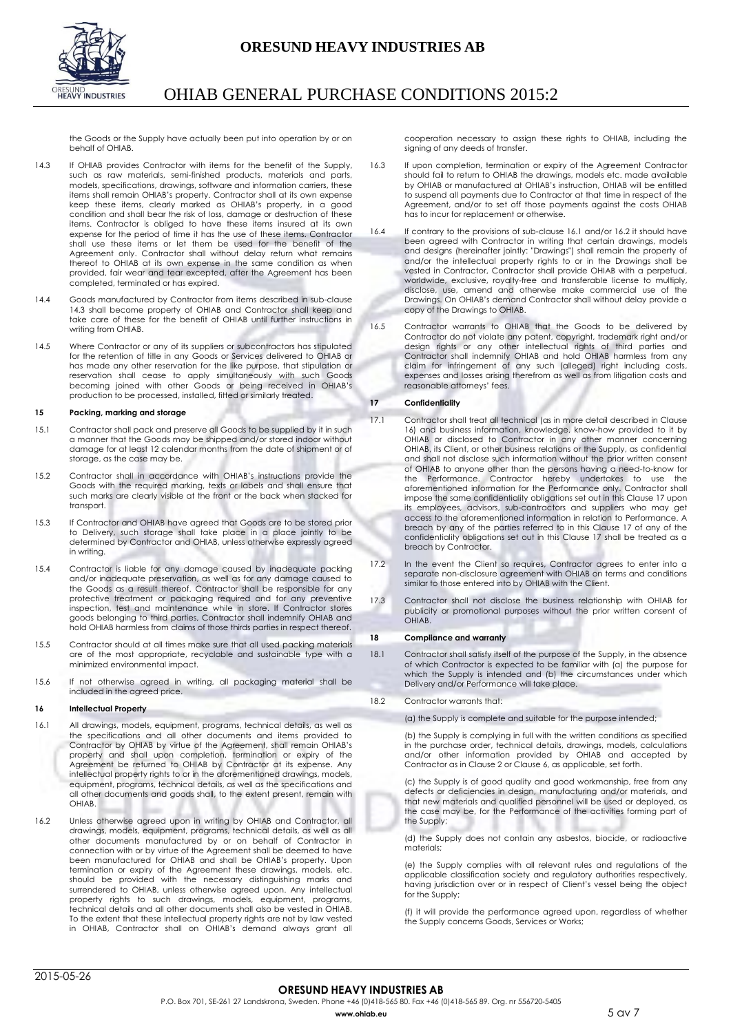the Goods or the Supply have actually been put into operation by or on behalf of OHIAB.

14.3 If OHIAB provides Contractor with items for the benefit of the Supply, such as raw materials, semi-finished products, materials and parts, models, specifications, drawings, software and information carriers, these items shall remain OHIAB's property. Contractor shall at its own expense keep these items, clearly marked as OHIAB's property, in a good condition and shall bear the risk of loss, damage or destruction of these items. Contractor is obliged to have these items insured at its own expense for the period of time it has the use of these items. Contractor shall use these items or let them be used for the benefit of the Agreement only. Contractor shall without delay return what remains thereof to OHIAB at its own expense in the same condition as when provided, fair wear and tear excepted, after the Agreement has been completed, terminated or has expired.

14.4 Goods manufactured by Contractor from items described in sub-clause 14.3 shall become property of OHIAB and Contractor shall keep and take care of these for the benefit of OHIAB until further instructions in writing from OHIAB.

14.5 Where Contractor or any of its suppliers or subcontractors has stipulated for the retention of title in any Goods or Services delivered to OHIAB or has made any other reservation for the like purpose, that stipulation or reservation shall cease to apply simultaneously with such Goods becoming joined with other Goods or being received in OHIAB's production to be processed, installed, fitted or similarly treated.

**15 Packing, marking and storage**

15.1 Contractor shall pack and preserve all Goods to be supplied by it in such a manner that the Goods may be shipped and/or stored indoor without damage for at least 12 calendar months from the date of shipment or of storage, as the case may be.

15.2 Contractor shall in accordance with OHIAB's instructions provide the Goods with the required marking, texts or labels and shall ensure that such marks are clearly visible at the front or the back when stacked for transport.

15.3 If Contractor and OHIAB have agreed that Goods are to be stored prior to Delivery, such storage shall take place in a place jointly to be determined by Contractor and OHIAB, unless otherwise expressly agreed in writing.

15.4 Contractor is liable for any damage caused by inadequate packing and/or inadequate preservation, as well as for any damage caused to the Goods as a result thereof. Contractor shall be responsible for any protective treatment or packaging required and for any preventive inspection, test and maintenance while in store. If Contractor stores goods belonging to third parties, Contractor shall indemnify OHIAB and hold OHIAB harmless from claims of those thirds parties in respect thereof.

15.5 Contractor should at all times make sure that all used packing materials are of the most appropriate, recyclable and sustainable type with a minimized environmental impact.

15.6 If not otherwise agreed in writing, all packaging material shall be included in the agreed price.

**16 Intellectual Property**

16.1 All drawings, models, equipment, programs, technical details, as well as the specifications and all other documents and items provided to Contractor by OHIAB by virtue of the Agreement, shall remain OHIAB's property and shall upon completion, termination or expiry of the Agreement be returned to OHIAB by Contractor at its expense. Any intellectual property rights to or in the aforementioned drawings, models, equipment, programs, technical details, as well as the specifications and all other documents and goods shall, to the extent present, remain with OHIAB.

16.2 Unless otherwise agreed upon in writing by OHIAB and Contractor, all drawings, models, equipment, programs, technical details, as well as all other documents manufactured by or on behalf of Contractor in connection with or by virtue of the Agreement shall be deemed to have been manufactured for OHIAB and shall be OHIAB's property. Upon termination or expiry of the Agreement these drawings, models, etc. should be provided with the necessary distinguishing marks and surrendered to OHIAB, unless otherwise agreed upon. Any intellectual property rights to such drawings, models, equipment, programs, technical details and all other documents shall also be vested in OHIAB. To the extent that these intellectual property rights are not by law vested in OHIAB, Contractor shall on OHIAB's demand always grant all cooperation necessary to assign these rights to OHIAB, including the signing of any deeds of transfer.

16.3 If upon completion, termination or expiry of the Agreement Contractor should fail to return to OHIAB the drawings, models etc. made available by OHIAB or manufactured at OHIAB's instruction, OHIAB will be entitled to suspend all payments due to Contractor at that time in respect of the Agreement, and/or to set off those payments against the costs OHIAB has to incur for replacement or otherwise.

16.4 If contrary to the provisions of sub-clause 16.1 and/or 16.2 it should have been agreed with Contractor in writing that certain drawings, models and designs (hereinafter jointly: "Drawings") shall remain the property of and/or the intellectual property rights to or in the Drawings shall be vested in Contractor, Contractor shall provide OHIAB with a perpetual, worldwide, exclusive, royalty-free and transferable license to multiply, disclose, use, amend and otherwise make commercial use of the Drawings. On OHIAB's demand Contractor shall without delay provide a copy of the Drawings to OHIAB.

16.5 Contractor warrants to OHIAB that the Goods to be delivered by Contractor do not violate any patent, copyright, trademark right and/or design rights or any other intellectual rights of third parties and Contractor shall indemnify OHIAB and hold OHIAB harmless from any claim for infringement of any such (alleged) right including costs, expenses and losses arising therefrom as well as from litigation costs and reasonable attorneys' fees.

**17 Confidentiality**

17.1 Contractor shall treat all technical (as in more detail described in Clause 16) and business information, knowledge, know-how provided to it by OHIAB or disclosed to Contractor in any other manner concerning OHIAB, its Client, or other business relations or the Supply, as confidential and shall not disclose such information without the prior written consent of OHIAB to anyone other than the persons having a need-to-know for the Performance. Contractor hereby undertakes to use the aforementioned information for the Performance only. Contractor shall impose the same confidentiality obligations set out in this Clause 17 upon its employees, advisors, sub-contractors and suppliers who may get access to the aforementioned information in relation to Performance. A breach by any of the parties referred to in this Clause 17 of any of the confidentiality obligations set out in this Clause 17 shall be treated as a breach by Contractor.

17.2 In the event the Client so requires, Contractor agrees to enter into a separate non-disclosure agreement with OHIAB on terms and conditions similar to those entered into by OHIAB with the Client.

17.3 Contractor shall not disclose the business relationship with OHIAB for publicity or promotional purposes without the prior written consent of OHIAB.

**18 Compliance and warranty**

18.1 Contractor shall satisfy itself of the purpose of the Supply, in the absence of which Contractor is expected to be familiar with (a) the purpose for which the Supply is intended and (b) the circumstances under which Delivery and/or Performance will take place.

18.2 Contractor warrants that:

(a) the Supply is complete and suitable for the purpose intended;

(b) the Supply is complying in full with the written conditions as specified in the purchase order, technical details, drawings, models, calculations and/or other information provided by OHIAB and accepted by Contractor as in Clause 2 or Clause 6, as applicable, set forth.

(c) the Supply is of good quality and good workmanship, free from any defects or deficiencies in design, manufacturing and/or materials, and that new materials and qualified personnel will be used or deployed, as the case may be, for the Performance of the activities forming part of the Supply;

(d) the Supply does not contain any asbestos, biocide, or radioactive materials;

(e) the Supply complies with all relevant rules and regulations of the applicable classification society and regulatory authorities respectively, having jurisdiction over or in respect of Client's vessel being the object for the Supply;

(f) it will provide the performance agreed upon, regardless of whether the Supply concerns Goods, Services or Works;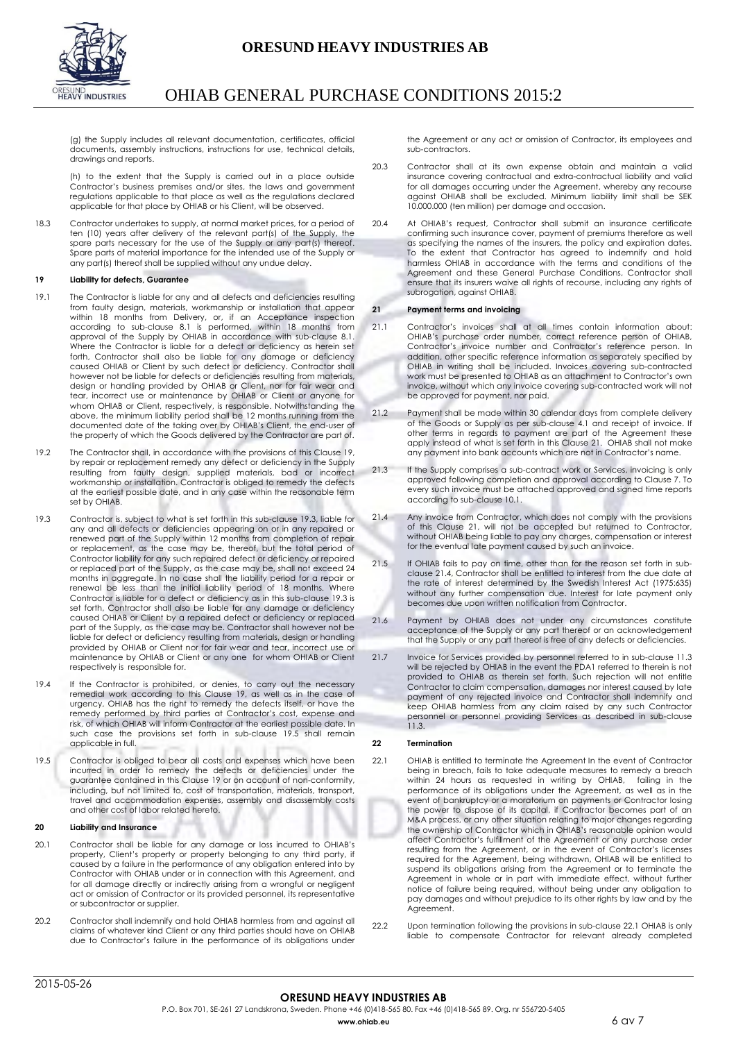(g) the Supply includes all relevant documentation, certificates, official documents, assembly instructions, instructions for use, technical details, drawings and reports.

(h) to the extent that the Supply is carried out in a place outside Contractor's business premises and/or sites, the laws and government regulations applicable to that place as well as the regulations declared applicable for that place by OHIAB or his Client, will be observed.

18.3 Contractor undertakes to supply, at normal market prices, for a period of ten (10) years after delivery of the relevant part(s) of the Supply, the spare parts necessary for the use of the Supply or any part(s) thereof. Spare parts of material importance for the intended use of the Supply or any part(s) thereof shall be supplied without any undue delay.

### 19 Liability for defects, Guarantee

19.1 The Contractor is liable for any and all defects and deficiencies resulting from faulty design, materials, workmanship or installation that appear within 18 months from Delivery, or, if an Acceptance inspection according to sub-clause 8.1 is performed, within 18 months from approval of the Supply by OHIAB in accordance with sub-clause 8.1. Where the Contractor is liable for a defect or deficiency as herein set forth, Contractor shall also be liable for any damage or deficiency caused OHIAB or Client by such defect or deficiency. Contractor shall however not be liable for defects or deficiencies resulting from materials, design or handling provided by OHIAB or Client, nor for fair wear and tear, incorrect use or maintenance by OHIAB or Client or anyone for whom OHIAB or Client, respectively, is responsible. Notwithstanding the above, the minimum liability period shall be 12 months running from the documented date of the taking over by OHIAB's Client, the end-user of the property of which the Goods delivered by the Contractor are part of.

19.2 The Contractor shall, in accordance with the provisions of this Clause 19, by repair or replacement remedy any defect or deficiency in the Supply resulting from faulty design, supplied materials, bad or incorrect workmanship or installation. Contractor is obliged to remedy the defects at the earliest possible date, and in any case within the reasonable term set by OHIAB.

19.3 Contractor is, subject to what is set forth in this sub-clause 19.3, liable for any and all defects or deficiencies appearing on or in any repaired or renewed part of the Supply within 12 months from completion of repair or replacement, as the case may be, thereof, but the total period of Contractor liability for any such repaired defect or deficiency or repaired or replaced part of the Supply, as the case may be, shall not exceed 24 months in aggregate. In no case shall the liability period for a repair or renewal be less than the initial liability period of 18 months. Where Contractor is liable for a defect or deficiency as in this sub-clause 19.3 is set forth, Contractor shall also be liable for any damage or deficiency caused OHIAB or Client by a repaired defect or deficiency or replaced part of the Supply, as the case may be. Contractor shall however not be liable for defect or deficiency resulting from materials, design or handling provided by OHIAB or Client nor for fair wear and tear, incorrect use or maintenance by OHIAB or Client or any one for whom OHIAB or Client respectively is responsible for.

19.4 If the Contractor is prohibited, or denies, to carry out the necessary remedial work according to this Clause 19, as well as in the case of urgency, OHIAB has the right to remedy the defects itself, or have the remedy performed by third parties at Contractor's cost, expense and risk, of which OHIAB will inform Contractor at the earliest possible date. In such case the provisions set forth in sub-clause 19.5 shall remain applicable in full.

19.5 Contractor is obliged to bear all costs and expenses which have been incurred in order to remedy the defects or deficiencies under the guarantee contained in this Clause 19 or on account of non-conformity, including, but not limited to, cost of transportation, materials, transport, travel and accommodation expenses, assembly and disassembly costs and other cost of labor related hereto.

### 20 Liability and Insurance

20.1 Contractor shall be liable for any damage or loss incurred to OHIAB's property, Client's property or property belonging to any third party, if caused by a failure in the performance of any obligation entered into by Contractor with OHIAB under or in connection with this Agreement, and for all damage directly or indirectly arising from a wrongful or negligent act or omission of Contractor or its provided personnel, its representative or subcontractor or supplier.

20.2 Contractor shall indemnify and hold OHIAB harmless from and against all claims of whatever kind Client or any third parties should have on OHIAB due to Contractor's failure in the performance of its obligations under the Agreement or any act or omission of Contractor, its employees and sub-contractors.

20.3 Contractor shall at its own expense obtain and maintain a valid insurance covering contractual and extra-contractual liability and valid for all damages occurring under the Agreement, whereby any recourse against OHIAB shall be excluded. Minimum liability limit shall be SEK 10.000.000 (ten million) per damage and occasion.

20.4 At OHIAB's request, Contractor shall submit an insurance certificate confirming such insurance cover, payment of premiums therefore as well as specifying the names of the insurers, the policy and expiration dates. To the extent that Contractor has agreed to indemnify and hold harmless OHIAB in accordance with the terms and conditions of the Agreement and these General Purchase Conditions, Contractor shall ensure that its insurers waive all rights of recourse, including any rights of subrogation, against OHIAB.

### 21 Payment terms and invoicing

21.1 Contractor's invoices shall at all times contain information about: OHIAB's purchase order number, correct reference person of OHIAB, Contractor's invoice number and Contractor's reference person. In addition, other specific reference information as separately specified by OHIAB in writing shall be included. Invoices covering sub-contracted work must be presented to OHIAB as an attachment to Contractor's own invoice, without which any invoice covering sub-contracted work will not be approved for payment, nor paid.

21.2 Payment shall be made within 30 calendar days from complete delivery of the Goods or Supply as per sub-clause 4.1 and receipt of invoice. If other terms in regards to payment are part of the Agreement these apply instead of what is set forth in this Clause 21. OHIAB shall not make any payment into bank accounts which are not in Contractor's name.

21.3 If the Supply comprises a sub-contract work or Services, invoicing is only approved following completion and approval according to Clause 7. To every such invoice must be attached approved and signed time reports according to sub-clause 10.1.

21.4 Any invoice from Contractor, which does not comply with the provisions of this Clause 21, will not be accepted but returned to Contractor, without OHIAB being liable to pay any charges, compensation or interest for the eventual late payment caused by such an invoice.

21.5 If OHIAB fails to pay on time, other than for the reason set forth in sub-clause 21.4, Contractor shall be entitled to interest from the due date at the rate of interest determined by the Swedish Interest Act (1975:635) without any further compensation due. Interest for late payment only becomes due upon written notification from Contractor.

21.6 Payment by OHIAB does not under any circumstances constitute acceptance of the Supply or any part thereof or an acknowledgement that the Supply or any part thereof is free of any defects or deficiencies.

21.7 Invoice for Services provided by personnel referred to in sub-clause 11.3 will be rejected by OHIAB in the event the PDA1 referred to therein is not provided to OHIAB as therein set forth. Such rejection will not entitle Contractor to claim compensation, damages nor interest caused by late payment of any rejected invoice and Contractor shall indemnify and keep OHIAB harmless from any claim raised by any such Contractor personnel or personnel providing Services as described in sub-clause 11.3.

### 22 Termination

22.1 OHIAB is entitled to terminate the Agreement In the event of Contractor being in breach, fails to take adequate measures to remedy a breach within 24 hours as requested in writing by OHIAB, failing in the performance of its obligations under the Agreement, as well as in the event of bankruptcy or a moratorium on payments or Contractor losing the power to dispose of its capital, if Contractor becomes part of an M&A process, or any other situation relating to major changes regarding the ownership of Contractor which in OHIAB's reasonable opinion would affect Contractor's fulfillment of the Agreement or any purchase order resulting from the Agreement, or in the event of Contractor's licenses required for the Agreement, being withdrawn, OHIAB will be entitled to suspend its obligations arising from the Agreement or to terminate the Agreement in whole or in part with immediate effect, without further notice of failure being required, without being under any obligation to pay damages and without prejudice to its other rights by law and by the Agreement.

22.2 Upon termination following the provisions in sub-clause 22.1 OHIAB is only liable to compensate Contractor for relevant already completed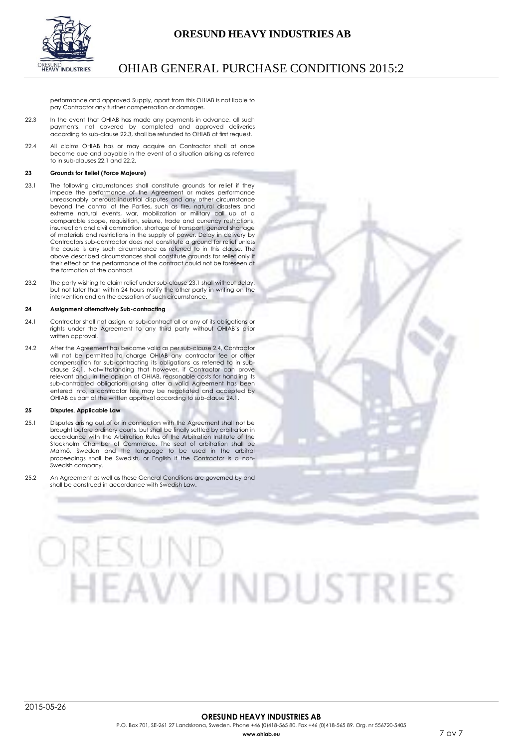performance and approved Supply, apart from this OHIAB is not liable to pay Contractor any further compensation or damages.

22.3 In the event that OHIAB has made any payments in advance, all such payments, not covered by completed and approved deliveries according to sub-clause 22.3, shall be refunded to OHIAB at first request.

22.4 All claims OHIAB has or may acquire on Contractor shall at once become due and payable in the event of a situation arising as referred to in sub-clauses 22.1 and 22.2.

**23 Grounds for Relief (Force Majeure)**

23.1 The following circumstances shall constitute grounds for relief if they impede the performance of the Agreement or makes performance unreasonably onerous: industrial disputes and any other circumstance beyond the control of the Parties, such as fire, natural disasters and extreme natural events, war, mobilization or military call up of a comparable scope, requisition, seizure, trade and currency restrictions, insurrection and civil commotion, shortage of transport, general shortage of materials and restrictions in the supply of power. Delay in delivery by Contractors sub-contractor does not constitute a ground for relief unless the cause is any such circumstance as referred to in this clause. The above described circumstances shall constitute grounds for relief only if their effect on the performance of the contract could not be foreseen at the formation of the contract.

23.2 The party wishing to claim relief under sub-clause 23.1 shall without delay, but not later than within 24 hours notify the other party in writing on the intervention and on the cessation of such circumstance.

**24 Assignment alternatively Sub-contracting**

24.1 Contractor shall not assign, or sub-contract all or any of its obligations or rights under the Agreement to any third party without OHIAB's prior written approval.

24.2 After the Agreement has become valid as per sub-clause 2.4, Contractor will not be permitted to charge OHIAB any contractor fee or other compensation for sub-contracting its obligations as referred to in sub-clause 24.1. Notwithstanding that however, if Contractor can prove relevant and , in the opinion of OHIAB, reasonable costs for handling its sub-contracted obligations arising after a valid Agreement has been entered into, a contractor fee may be negotiated and accepted by OHIAB as part of the written approval according to sub-clause 24.1.

**25 Disputes, Applicable Law**

25.1 Disputes arising out of or in connection with the Agreement shall not be brought before ordinary courts, but shall be finally settled by arbitration in accordance with the Arbitration Rules of the Arbitration Institute of the Stockholm Chamber of Commerce. The seat of arbitration shall be Malmö, Sweden and the language to be used in the arbitral proceedings shall be Swedish, or English if the Contractor is a non-Swedish company.

25.2 An Agreement as well as these General Conditions are governed by and shall be construed in accordance with Swedish Law.